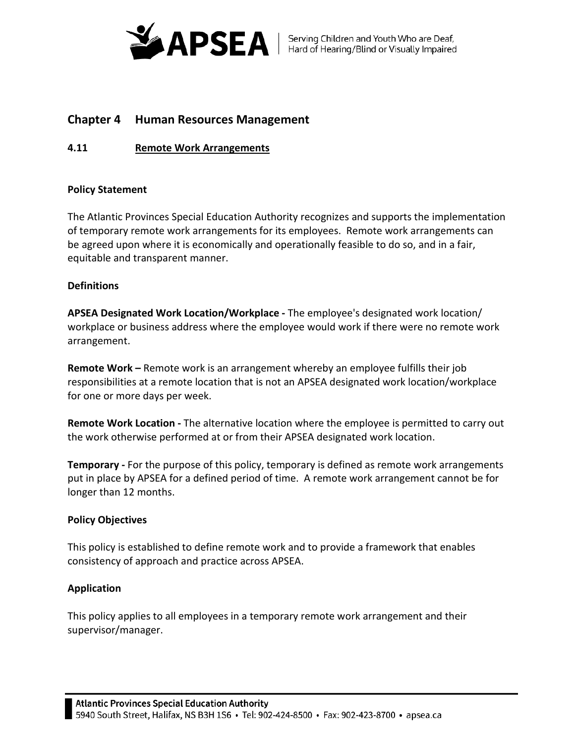## Chapter 4 Human Resources Management

### 4.11 Remote Work Arrangements

**Policy Statement**

The Atlantic Provinces Special Education Authority recognizes and supports the implementation of temporary remote work arrangements for its employees. Remote work arrangements can be agreed upon where it is economically and operationally feasible to do so, and in a fair, equitable and transparent manner.

**Definitions**

**APSEA Designated Work Location/Workplace -** The employee's designated work location/ workplace or business address where the employee would work if there were no remote work arrangement.

**Remote Work –** Remote work is an arrangement whereby an employee fulfills their job responsibilities at a remote location that is not an APSEA designated work location/workplace for one or more days per week.

**Remote Work Location -** The alternative location where the employee is permitted to carry out the work otherwise performed at or from their APSEA designated work location.

**Temporary -** For the purpose of this policy, temporary is defined as remote work arrangements put in place by APSEA for a defined period of time. A remote work arrangement cannot be for longer than 12 months.

**Policy Objectives**

This policy is established to define remote work and to provide a framework that enables consistency of approach and practice across APSEA.

**Application**

This policy applies to all employees in a temporary remote work arrangement and their supervisor/manager.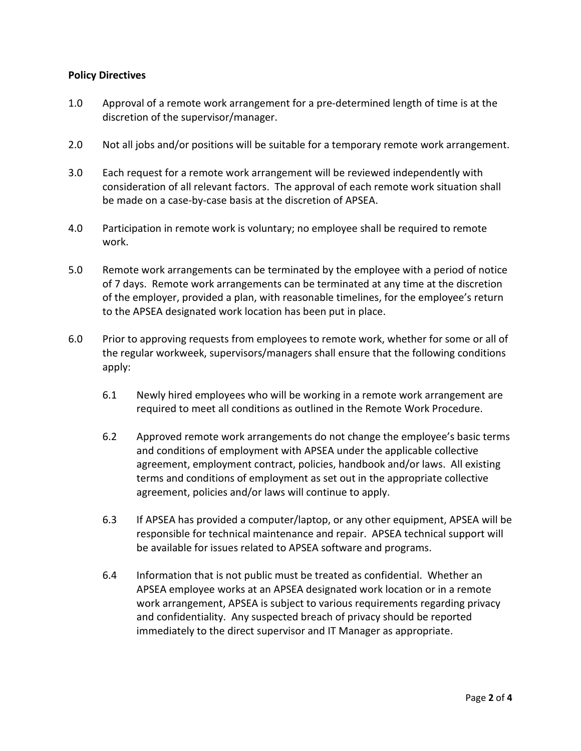**Policy Directives**

1.0 Approval of a remote work arrangement for a pre-determined length of time is at the discretion of the supervisor/manager.

2.0 Not all jobs and/or positions will be suitable for a temporary remote work arrangement.

3.0 Each request for a remote work arrangement will be reviewed independently with consideration of all relevant factors. The approval of each remote work situation shall be made on a case-by-case basis at the discretion of APSEA.

4.0 Participation in remote work is voluntary; no employee shall be required to remote work.

5.0 Remote work arrangements can be terminated by the employee with a period of notice of 7 days. Remote work arrangements can be terminated at any time at the discretion of the employer, provided a plan, with reasonable timelines, for the employee's return to the APSEA designated work location has been put in place.

6.0 Prior to approving requests from employees to remote work, whether for some or all of the regular workweek, supervisors/managers shall ensure that the following conditions apply:

   6.1 Newly hired employees who will be working in a remote work arrangement are required to meet all conditions as outlined in the Remote Work Procedure.

   6.2 Approved remote work arrangements do not change the employee's basic terms and conditions of employment with APSEA under the applicable collective agreement, employment contract, policies, handbook and/or laws. All existing terms and conditions of employment as set out in the appropriate collective agreement, policies and/or laws will continue to apply.

   6.3 If APSEA has provided a computer/laptop, or any other equipment, APSEA will be responsible for technical maintenance and repair. APSEA technical support will be available for issues related to APSEA software and programs.

   6.4 Information that is not public must be treated as confidential. Whether an APSEA employee works at an APSEA designated work location or in a remote work arrangement, APSEA is subject to various requirements regarding privacy and confidentiality. Any suspected breach of privacy should be reported immediately to the direct supervisor and IT Manager as appropriate.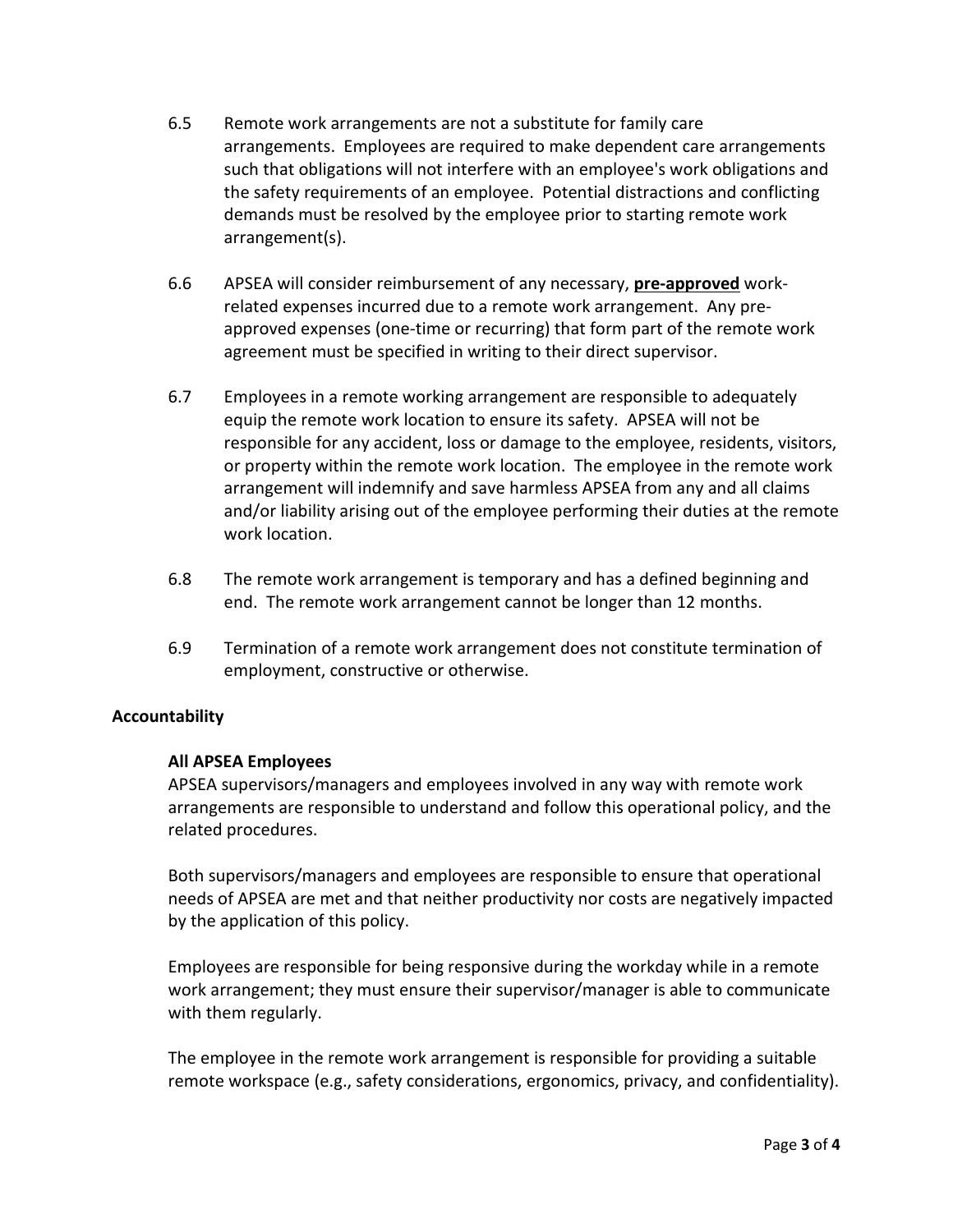6.5 Remote work arrangements are not a substitute for family care arrangements. Employees are required to make dependent care arrangements such that obligations will not interfere with an employee's work obligations and the safety requirements of an employee. Potential distractions and conflicting demands must be resolved by the employee prior to starting remote work arrangement(s).

6.6 APSEA will consider reimbursement of any necessary, <u>**pre-approved**</u> work-related expenses incurred due to a remote work arrangement. Any pre-approved expenses (one-time or recurring) that form part of the remote work agreement must be specified in writing to their direct supervisor.

6.7 Employees in a remote working arrangement are responsible to adequately equip the remote work location to ensure its safety. APSEA will not be responsible for any accident, loss or damage to the employee, residents, visitors, or property within the remote work location. The employee in the remote work arrangement will indemnify and save harmless APSEA from any and all claims and/or liability arising out of the employee performing their duties at the remote work location.

6.8 The remote work arrangement is temporary and has a defined beginning and end. The remote work arrangement cannot be longer than 12 months.

6.9 Termination of a remote work arrangement does not constitute termination of employment, constructive or otherwise.

**Accountability**

**All APSEA Employees**

APSEA supervisors/managers and employees involved in any way with remote work arrangements are responsible to understand and follow this operational policy, and the related procedures.

Both supervisors/managers and employees are responsible to ensure that operational needs of APSEA are met and that neither productivity nor costs are negatively impacted by the application of this policy.

Employees are responsible for being responsive during the workday while in a remote work arrangement; they must ensure their supervisor/manager is able to communicate with them regularly.

The employee in the remote work arrangement is responsible for providing a suitable remote workspace (e.g., safety considerations, ergonomics, privacy, and confidentiality).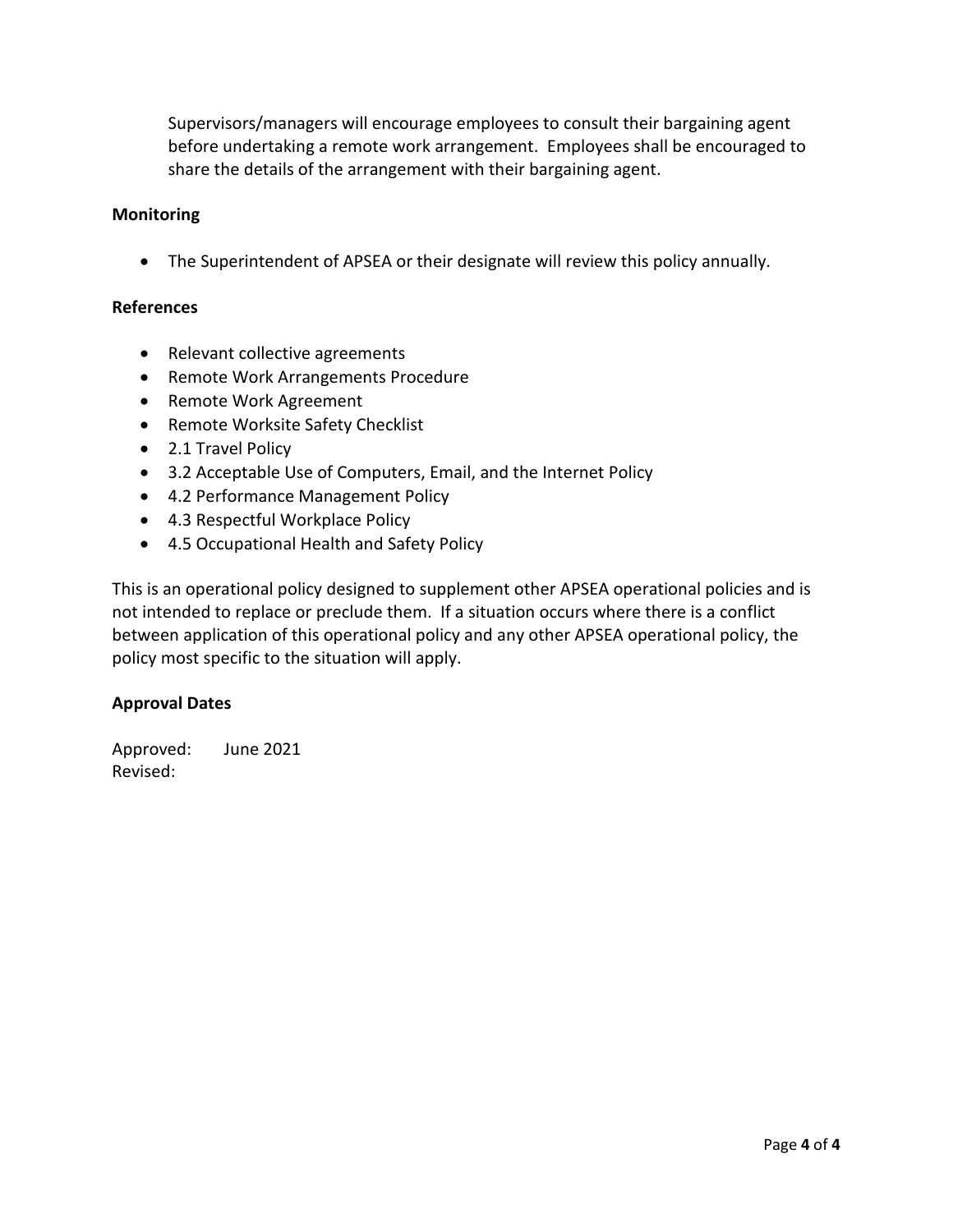Supervisors/managers will encourage employees to consult their bargaining agent before undertaking a remote work arrangement. Employees shall be encouraged to share the details of the arrangement with their bargaining agent.

**Monitoring**

- The Superintendent of APSEA or their designate will review this policy annually.

**References**

- Relevant collective agreements
- Remote Work Arrangements Procedure
- Remote Work Agreement
- Remote Worksite Safety Checklist
- 2.1 Travel Policy
- 3.2 Acceptable Use of Computers, Email, and the Internet Policy
- 4.2 Performance Management Policy
- 4.3 Respectful Workplace Policy
- 4.5 Occupational Health and Safety Policy

This is an operational policy designed to supplement other APSEA operational policies and is not intended to replace or preclude them. If a situation occurs where there is a conflict between application of this operational policy and any other APSEA operational policy, the policy most specific to the situation will apply.

**Approval Dates**

Approved: June 2021
Revised: